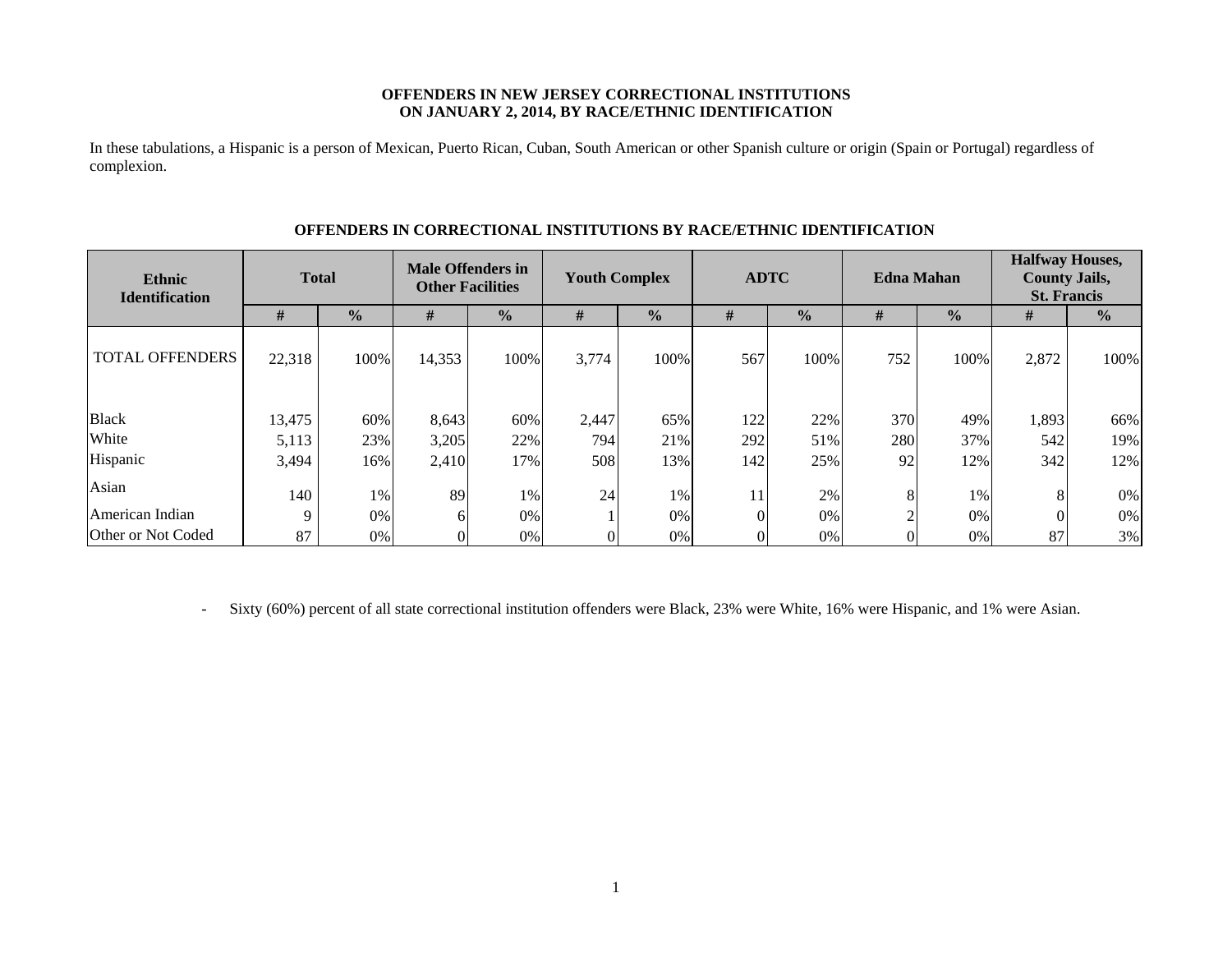**OFFENDERS IN NEW JERSEY CORRECTIONAL INSTITUTIONS ON JANUARY 2, 2014, BY RACE/ETHNIC IDENTIFICATION**

In these tabulations, a Hispanic is a person of Mexican, Puerto Rican, Cuban, South American or other Spanish culture or origin (Spain or Portugal) regardless of complexion.

**OFFENDERS IN CORRECTIONAL INSTITUTIONS BY RACE/ETHNIC IDENTIFICATION**

| Ethnic Identification | Total | | Male Offenders in Other Facilities | | Youth Complex | | ADTC | | Edna Mahan | | Halfway Houses, County Jails, St. Francis | |
|---|---|---|---|---|---|---|---|---|---|---|---|---|
| | # | % | # | % | # | % | # | % | # | % | # | % |
| TOTAL OFFENDERS | 22,318 | 100% | 14,353 | 100% | 3,774 | 100% | 567 | 100% | 752 | 100% | 2,872 | 100% |
| Black | 13,475 | 60% | 8,643 | 60% | 2,447 | 65% | 122 | 22% | 370 | 49% | 1,893 | 66% |
| White | 5,113 | 23% | 3,205 | 22% | 794 | 21% | 292 | 51% | 280 | 37% | 542 | 19% |
| Hispanic | 3,494 | 16% | 2,410 | 17% | 508 | 13% | 142 | 25% | 92 | 12% | 342 | 12% |
| Asian | 140 | 1% | 89 | 1% | 24 | 1% | 11 | 2% | 8 | 1% | 8 | 0% |
| American Indian | 9 | 0% | 6 | 0% | 1 | 0% | 0 | 0% | 2 | 0% | 0 | 0% |
| Other or Not Coded | 87 | 0% | 0 | 0% | 0 | 0% | 0 | 0% | 0 | 0% | 87 | 3% |

- Sixty (60%) percent of all state correctional institution offenders were Black, 23% were White, 16% were Hispanic, and 1% were Asian.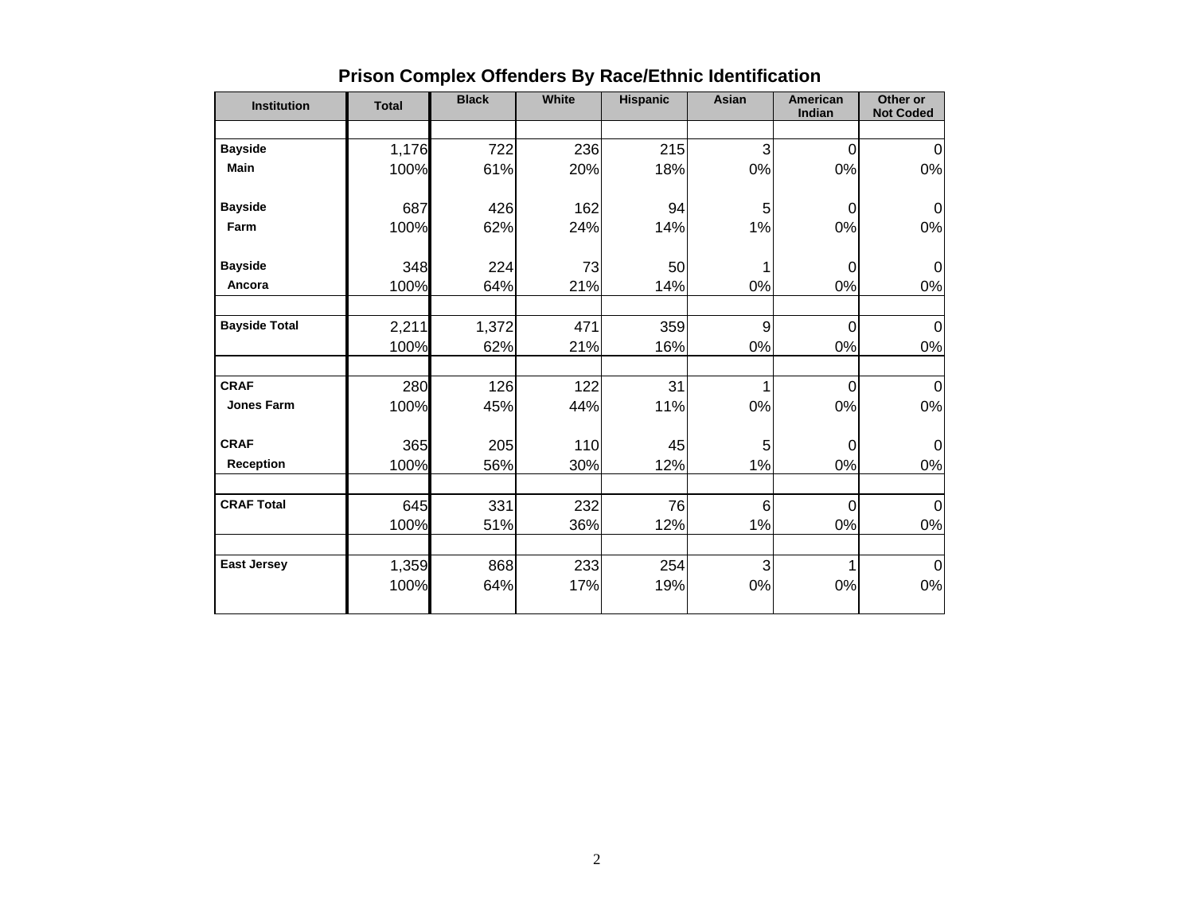## Prison Complex Offenders By Race/Ethnic Identification

| Institution | Total | Black | White | Hispanic | Asian | American Indian | Other or Not Coded |
|---|---|---|---|---|---|---|---|
| **Bayside Main** | 1,176 | 722 | 236 | 215 | 3 | 0 | 0 |
| | 100% | 61% | 20% | 18% | 0% | 0% | 0% |
| **Bayside Farm** | 687 | 426 | 162 | 94 | 5 | 0 | 0 |
| | 100% | 62% | 24% | 14% | 1% | 0% | 0% |
| **Bayside Ancora** | 348 | 224 | 73 | 50 | 1 | 0 | 0 |
| | 100% | 64% | 21% | 14% | 0% | 0% | 0% |
| **Bayside Total** | 2,211 | 1,372 | 471 | 359 | 9 | 0 | 0 |
| | 100% | 62% | 21% | 16% | 0% | 0% | 0% |
| **CRAF Jones Farm** | 280 | 126 | 122 | 31 | 1 | 0 | 0 |
| | 100% | 45% | 44% | 11% | 0% | 0% | 0% |
| **CRAF Reception** | 365 | 205 | 110 | 45 | 5 | 0 | 0 |
| | 100% | 56% | 30% | 12% | 1% | 0% | 0% |
| **CRAF Total** | 645 | 331 | 232 | 76 | 6 | 0 | 0 |
| | 100% | 51% | 36% | 12% | 1% | 0% | 0% |
| **East Jersey** | 1,359 | 868 | 233 | 254 | 3 | 1 | 0 |
| | 100% | 64% | 17% | 19% | 0% | 0% | 0% |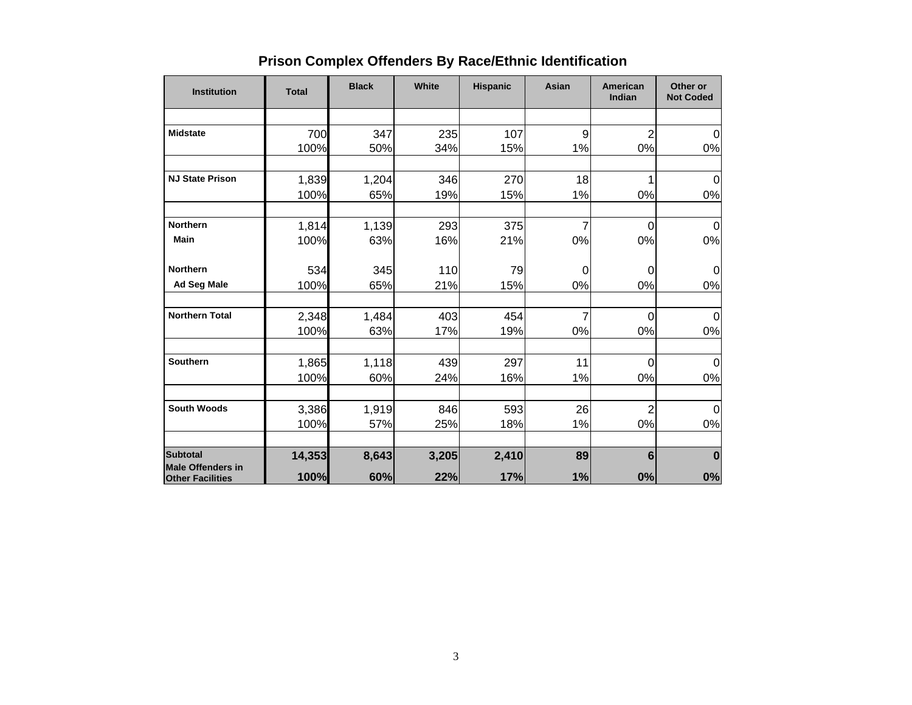## Prison Complex Offenders By Race/Ethnic Identification

| Institution | Total | Black | White | Hispanic | Asian | American Indian | Other or Not Coded |
|---|---|---|---|---|---|---|---|
| **Midstate** | 700 | 347 | 235 | 107 | 9 | 2 | 0 |
| | 100% | 50% | 34% | 15% | 1% | 0% | 0% |
| **NJ State Prison** | 1,839 | 1,204 | 346 | 270 | 18 | 1 | 0 |
| | 100% | 65% | 19% | 15% | 1% | 0% | 0% |
| **Northern Main** | 1,814 | 1,139 | 293 | 375 | 7 | 0 | 0 |
| | 100% | 63% | 16% | 21% | 0% | 0% | 0% |
| **Northern Ad Seg Male** | 534 | 345 | 110 | 79 | 0 | 0 | 0 |
| | 100% | 65% | 21% | 15% | 0% | 0% | 0% |
| **Northern Total** | 2,348 | 1,484 | 403 | 454 | 7 | 0 | 0 |
| | 100% | 63% | 17% | 19% | 0% | 0% | 0% |
| **Southern** | 1,865 | 1,118 | 439 | 297 | 11 | 0 | 0 |
| | 100% | 60% | 24% | 16% | 1% | 0% | 0% |
| **South Woods** | 3,386 | 1,919 | 846 | 593 | 26 | 2 | 0 |
| | 100% | 57% | 25% | 18% | 1% | 0% | 0% |
| **Subtotal Male Offenders in Other Facilities** | **14,353** | **8,643** | **3,205** | **2,410** | **89** | **6** | **0** |
| | **100%** | **60%** | **22%** | **17%** | **1%** | **0%** | **0%** |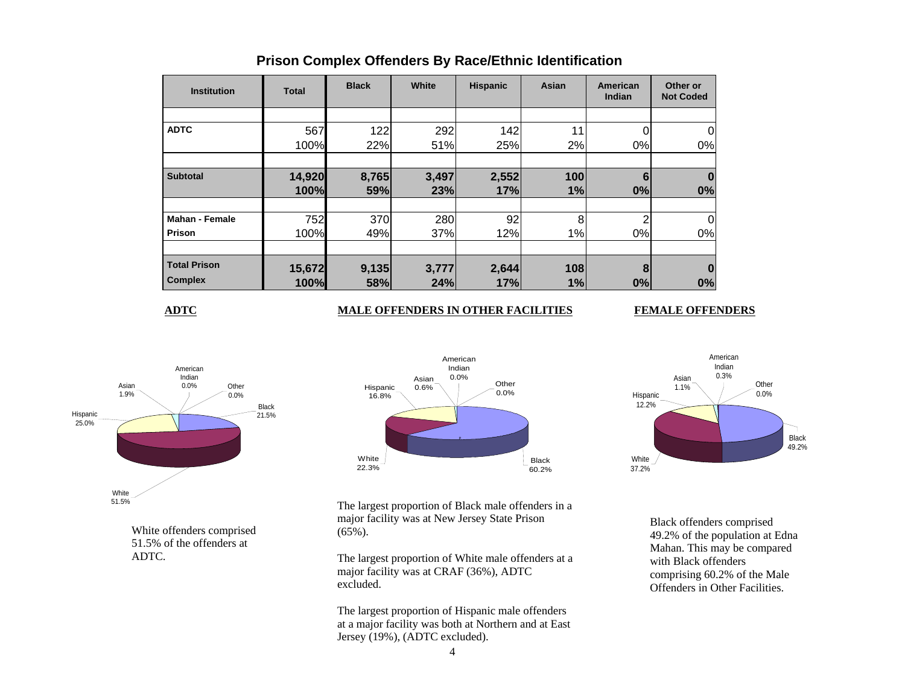## Prison Complex Offenders By Race/Ethnic Identification

| Institution | Total | Black | White | Hispanic | Asian | American Indian | Other or Not Coded |
|---|---|---|---|---|---|---|---|
| **ADTC** | 567 | 122 | 292 | 142 | 11 | 0 | 0 |
| | 100% | 22% | 51% | 25% | 2% | 0% | 0% |
| **Subtotal** | **14,920** | **8,765** | **3,497** | **2,552** | **100** | **6** | **0** |
| | **100%** | **59%** | **23%** | **17%** | **1%** | **0%** | **0%** |
| **Mahan - Female Prison** | 752 | 370 | 280 | 92 | 8 | 2 | 0 |
| | 100% | 49% | 37% | 12% | 1% | 0% | 0% |
| **Total Prison Complex** | **15,672** | **9,135** | **3,777** | **2,644** | **108** | **8** | **0** |
| | **100%** | **58%** | **24%** | **17%** | **1%** | **0%** | **0%** |

**ADTC**

American Indian 0.0%, Other 0.0%, Black 21.5%, Asian 1.9%, Hispanic 25.0%, White 51.5%

White offenders comprised 51.5% of the offenders at ADTC.

**MALE OFFENDERS IN OTHER FACILITIES**

American Indian 0.0%, Asian 0.6%, Other 0.0%, Hispanic 16.8%, White 22.3%, Black 60.2%

The largest proportion of Black male offenders in a major facility was at New Jersey State Prison (65%).

The largest proportion of White male offenders at a major facility was at CRAF (36%), ADTC excluded.

The largest proportion of Hispanic male offenders at a major facility was both at Northern and at East Jersey (19%), (ADTC excluded).

**FEMALE OFFENDERS**

American Indian 0.3%, Asian 1.1%, Other 0.0%, Hispanic 12.2%, Black 49.2%, White 37.2%

Black offenders comprised 49.2% of the population at Edna Mahan. This may be compared with Black offenders comprising 60.2% of the Male Offenders in Other Facilities.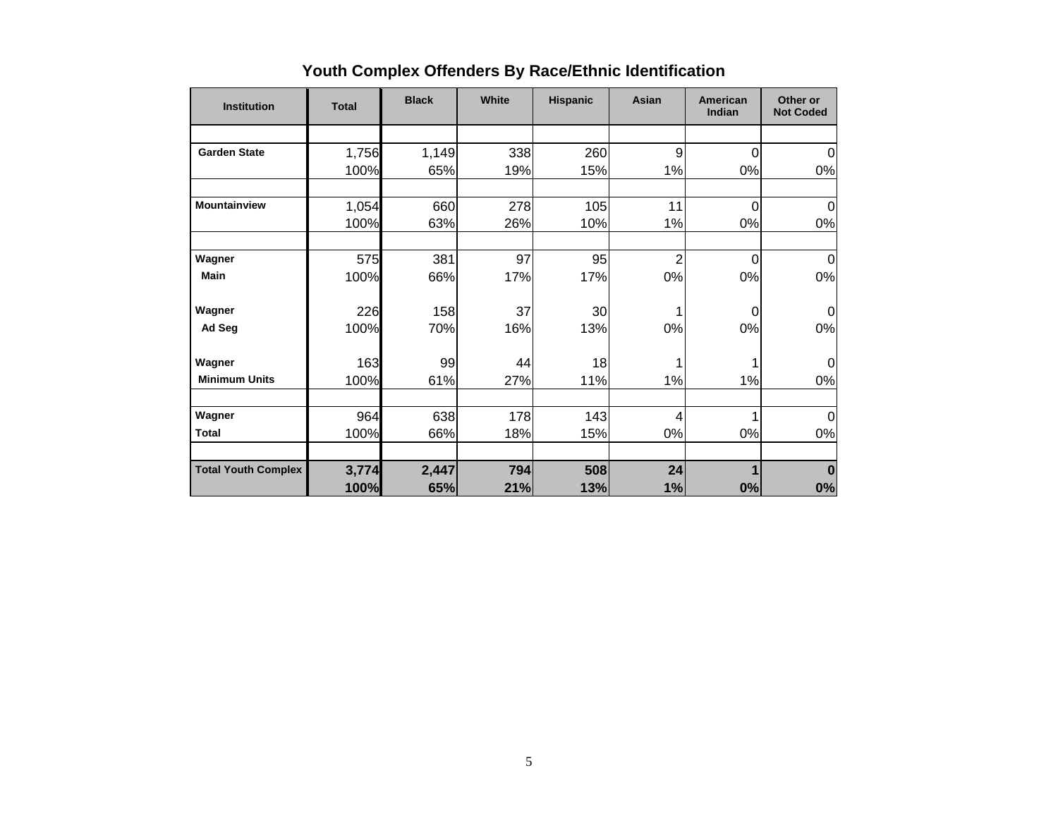## Youth Complex Offenders By Race/Ethnic Identification

| Institution | Total | Black | White | Hispanic | Asian | American Indian | Other or Not Coded |
|---|---|---|---|---|---|---|---|
| Garden State | 1,756 | 1,149 | 338 | 260 | 9 | 0 | 0 |
| | 100% | 65% | 19% | 15% | 1% | 0% | 0% |
| Mountainview | 1,054 | 660 | 278 | 105 | 11 | 0 | 0 |
| | 100% | 63% | 26% | 10% | 1% | 0% | 0% |
| Wagner Main | 575 | 381 | 97 | 95 | 2 | 0 | 0 |
| | 100% | 66% | 17% | 17% | 0% | 0% | 0% |
| Wagner Ad Seg | 226 | 158 | 37 | 30 | 1 | 0 | 0 |
| | 100% | 70% | 16% | 13% | 0% | 0% | 0% |
| Wagner Minimum Units | 163 | 99 | 44 | 18 | 1 | 1 | 0 |
| | 100% | 61% | 27% | 11% | 1% | 1% | 0% |
| Wagner Total | 964 | 638 | 178 | 143 | 4 | 1 | 0 |
| | 100% | 66% | 18% | 15% | 0% | 0% | 0% |
| **Total Youth Complex** | **3,774** | **2,447** | **794** | **508** | **24** | **1** | **0** |
| | **100%** | **65%** | **21%** | **13%** | **1%** | **0%** | **0%** |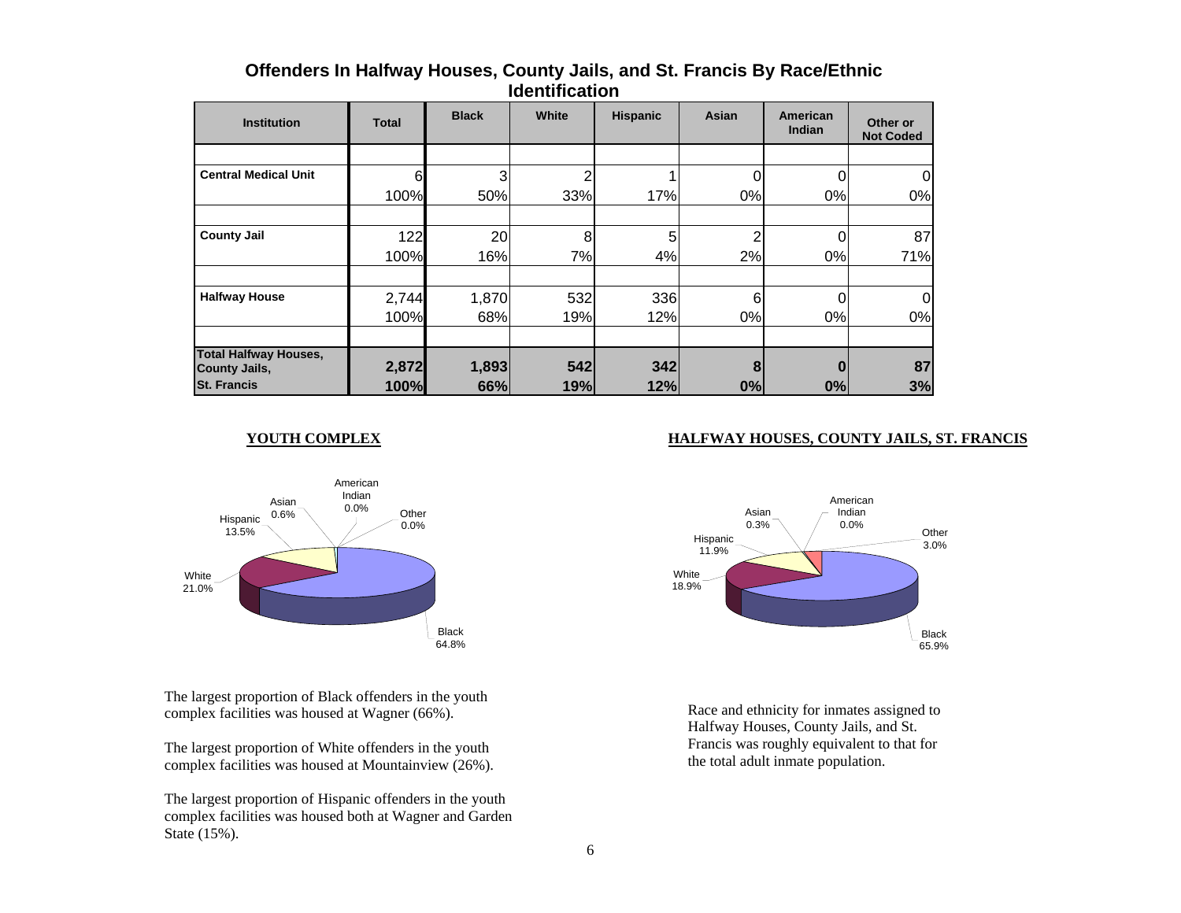## Offenders In Halfway Houses, County Jails, and St. Francis By Race/Ethnic Identification

| Institution | Total | Black | White | Hispanic | Asian | American Indian | Other or Not Coded |
|---|---|---|---|---|---|---|---|
| Central Medical Unit | 6 | 3 | 2 | 1 | 0 | 0 | 0 |
| | 100% | 50% | 33% | 17% | 0% | 0% | 0% |
| County Jail | 122 | 20 | 8 | 5 | 2 | 0 | 87 |
| | 100% | 16% | 7% | 4% | 2% | 0% | 71% |
| Halfway House | 2,744 | 1,870 | 532 | 336 | 6 | 0 | 0 |
| | 100% | 68% | 19% | 12% | 0% | 0% | 0% |
| **Total Halfway Houses, County Jails, St. Francis** | **2,872** | **1,893** | **542** | **342** | **8** | **0** | **87** |
| | **100%** | **66%** | **19%** | **12%** | **0%** | **0%** | **3%** |

### YOUTH COMPLEX

American Indian 0.0%
Asian 0.6%
Other 0.0%
Hispanic 13.5%
White 21.0%
Black 64.8%

The largest proportion of Black offenders in the youth complex facilities was housed at Wagner (66%).

The largest proportion of White offenders in the youth complex facilities was housed at Mountainview (26%).

The largest proportion of Hispanic offenders in the youth complex facilities was housed both at Wagner and Garden State (15%).

### HALFWAY HOUSES, COUNTY JAILS, ST. FRANCIS

American Indian 0.0%
Asian 0.3%
Other 3.0%
Hispanic 11.9%
White 18.9%
Black 65.9%

Race and ethnicity for inmates assigned to Halfway Houses, County Jails, and St. Francis was roughly equivalent to that for the total adult inmate population.